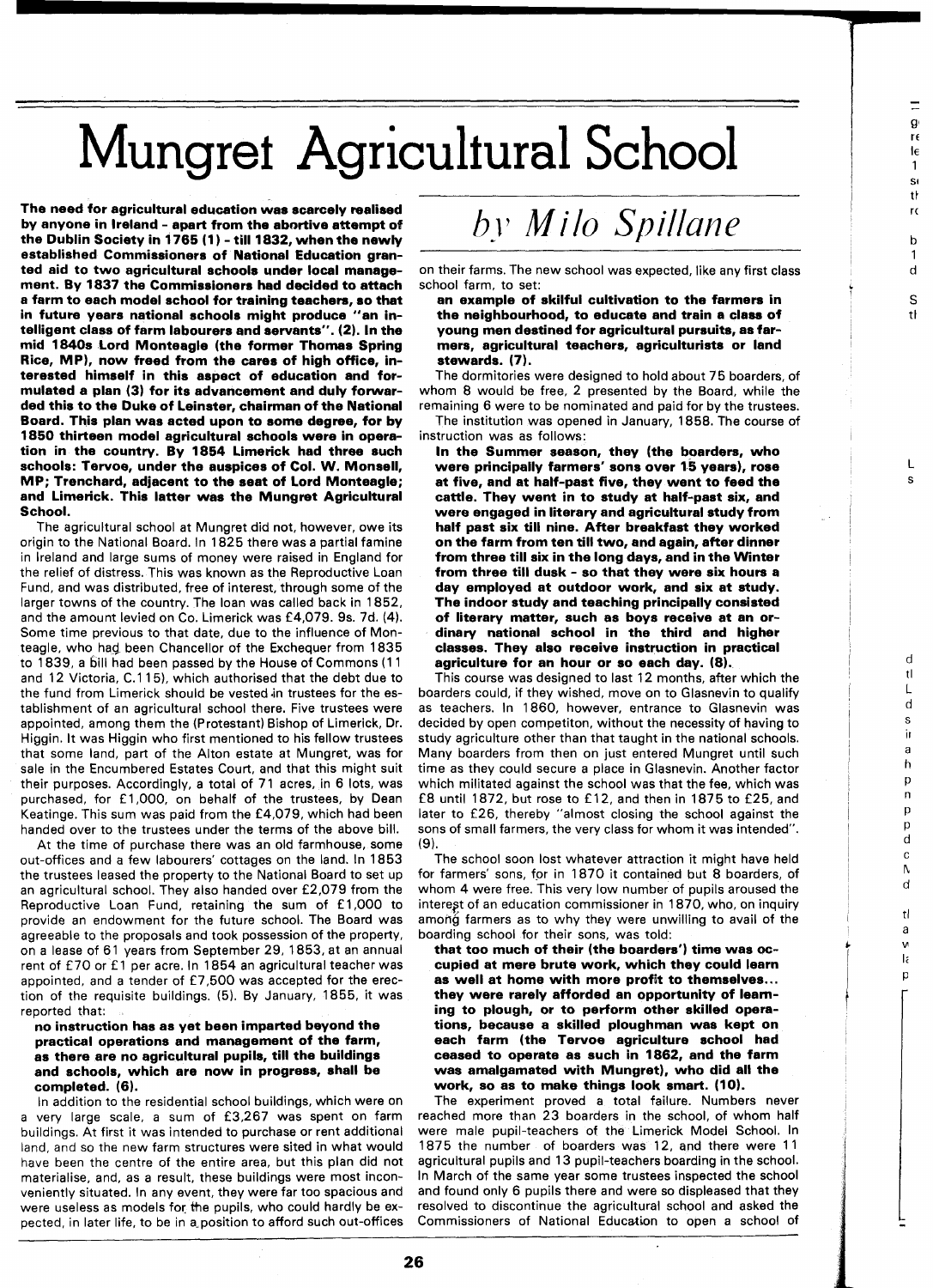# Mungret Agricultural School

*by Milo Spillane*

**The need for agricultural education was scarcely realised by anyone in Ireland - apart from the abortive attempt of the Dublin Society in 1765 (1) - till 1832, when the newly established Commissioners of National Education granted aid to two agricultural schools under local management. By 1837 the Commissioners had decided to attach a farm to each model school for training teachers, so that in future years national schools might produce "an intelligent class of farm labourers and servants". (2). In the mid 1840s Lord Monteagle (the former Thomas Spring Rice, MP), now freed from the cares of high office, interested himself in this aspect of education and formulated a plan (3) for its advancement and duly forwarded this to the Duke of Leinster, chairman of the National Board. This plan was acted upon to some degree, for by 1850 thirteen model agricultural schools were in operation in the country. By 1854 Limerick had three such schools: Tervoe, under the auspices of Col. W. Monsell, MP; Trenchard, adjacent to the seat of Lord Monteagle; and Limerick. This latter was the Mungret Agricultural School.**

The agricultural school at Mungret did not, however, owe its origin to the National Board. In 1825 there was a partial famine in Ireland and large sums of money were raised in England for the relief of distress. This was known as the Reproductive Loan Fund, and was distributed, free of interest, through some of the larger towns of the country. The loan was called back in 1852, and the amount levied on Co. Limerick was £4,079. 9s. 7d. (4). Some time previous to that date, due to the influence of Monteagle, who had been Chancellor of the Exchequer from 1835 to 1839, a bill had been passed by the House of Commons (11 and 12 Victoria, C.115), which authorised that the debt due to the fund from Limerick should be vested in trustees for the establishment of an agricultural school there. Five trustees were appointed, among them the (Protestant) Bishop of Limerick, Dr. Higgin. It was Higgin who first mentioned to his fellow trustees that some land, part of the Alton estate at Mungret, was for sale in the Encumbered Estates Court, and that this might suit their purposes. Accordingly, a total of 71 acres, in 6 lots, was purchased, for £1,000, on behalf of the trustees, by Dean Keatinge. This sum was paid from the £4,079, which had been handed over to the trustees under the terms of the above bill.

At the time of purchase there was an old farmhouse, some out-offices and a few labourers' cottages on the land. In 1853 the trustees leased the property to the National Board to set up an agricultural school. They also handed over £2,079 from the Reproductive Loan Fund, retaining the sum of £1,000 to provide an endowment for the future school. The Board was agreeable to the proposals and took possession of the property, on a lease of 61 years from September 29, 1853, at an annual rent of £70 or £1 per acre. In 1854 an agricultural teacher was appointed, and a tender of £7,500 was accepted for the erection of the requisite buildings. (5). By January, 1855, it was reported that:

> **no instruction has as yet been imparted beyond the practical operations and management of the farm, as there are no agricultural pupils, till the buildings and schools, which are now in progress, shall be completed. (6).**

In addition to the residential school buildings, which were on a very large scale, a sum of £3,267 was spent on farm buildings. At first it was intended to purchase or rent additional land, and so the new farm structures were sited in what would have been the centre of the entire area, but this plan did not materialise, and, as a result, these buildings were most inconveniently situated. In any event, they were far too spacious and were useless as models for the pupils, who could hardly be expected, in later life, to be in a position to afford such out-offices on their farms. The new school was expected, like any first class school farm, to set:

> **an example of skilful cultivation to the farmers in the neighbourhood, to educate and train a class of young men destined for agricultural pursuits, as farmers, agricultural teachers, agriculturists or land stewards. (7).**

The dormitories were designed to hold about 75 boarders, of whom 8 would be free, 2 presented by the Board, while the remaining 6 were to be nominated and paid for by the trustees.

The institution was opened in January, 1858. The course of instruction was as follows:

> **In the Summer season, they (the boarders, who were principally farmers' sons over 15 years), rose at five, and at half-past five, they went to feed the cattle. They went in to study at half-past six, and were engaged in literary and agricultural study from half past six till nine. After breakfast they worked on the farm from ten till two, and again, after dinner from three till six in the long days, and in the Winter from three till dusk - so that they were six hours a day employed at outdoor work, and six at study. The indoor study and teaching principally consisted of literary matter, such as boys receive at an ordinary national school in the third and higher classes. They also receive instruction in practical agriculture for an hour or so each day. (8).**

This course was designed to last 12 months, after which the boarders could, if they wished, move on to Glasnevin to qualify as teachers. In 1860, however, entrance to Glasnevin was decided by open competiton, without the necessity of having to study agriculture other than that taught in the national schools. Many boarders from then on just entered Mungret until such time as they could secure a place in Glasnevin. Another factor which militated against the school was that the fee, which was £8 until 1872, but rose to £12, and then in 1875 to £25, and later to £26, thereby "almost closing the school against the sons of small farmers, the very class for whom it was intended". (9).

The school soon lost whatever attraction it might have held for farmers' sons, for in 1870 it contained but 8 boarders, of whom 4 were free. This very low number of pupils aroused the interest of an education commissioner in 1870, who, on inquiry among farmers as to why they were unwilling to avail of the boarding school for their sons, was told:

> **that too much of their (the boarders') time was occupied at mere brute work, which they could learn as well at home with more profit to themselves... they were rarely afforded an opportunity of learning to plough, or to perform other skilled operations, because a skilled ploughman was kept on each farm (the Tervoe agriculture school had ceased to operate as such in 1862, and the farm was amalgamated with Mungret), who did all the work, so as to make things look smart. (10).**

The experiment proved a total failure. Numbers never reached more than 23 boarders in the school, of whom half were male pupil-teachers of the Limerick Model School. In 1875 the number of boarders was 12, and there were 11 agricultural pupils and 13 pupil-teachers boarding in the school. In March of the same year some trustees inspected the school and found only 6 pupils there and were so displeased that they resolved to discontinue the agricultural school and asked the Commissioners of National Education to open a school of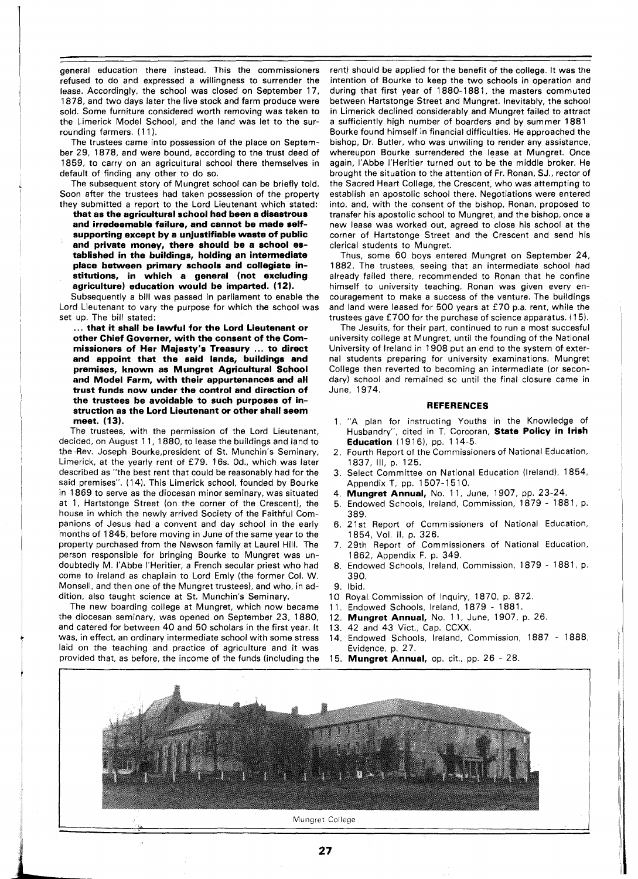general education there instead. This the commissioners refused to do and expressed a willingness to surrender the lease. Accordingly, the school was closed on September 17, 1878, and two days later the live stock and farm produce were sold. Some furniture considered worth removing was taken to the Limerick Model School, and the land was let to the surrounding farmers. (11).

The trustees came into possession of the place on September 29, 1878, and were bound, according to the trust deed of 1859, to carry on an agricultural school there themselves in default of finding any other to do so.

The subsequent story of Mungret school can be briefly told. Soon after the trustees had taken possession of the property they submitted a report to the Lord Lieutenant which stated:

> **that as the agricultural school had been a disastrous and irredeemable failure, and cannot be made self-supporting except by a unjustifiable waste of public and private money, there should be a school established in the buildings, holding an intermediate place between primary schools and collegiate institutions, in which a general (not excluding agriculture) education would be imparted. (12).**

Subsequently a bill was passed in parliament to enable the Lord Lieutenant to vary the purpose for which the school was set up. The bill stated:

> **... that it shall be lawful for the Lord Lieutenant or other Chief Governer, with the consent of the Commissioners of Her Majesty's Treasury ... to direct and appoint that the said lands, buildings and premises, known as Mungret Agricultural School and Model Farm, with their appurtenances and all trust funds now under the control and direction of the trustees be avoidable to such purposes of instruction as the Lord Lieutenant or other shall seem meet. (13).**

The trustees, with the permission of the Lord Lieutenant, decided, on August 11, 1880, to lease the buildings and land to the Rev. Joseph Bourke,president of St. Munchin's Seminary, Limerick, at the yearly rent of £79. 16s. 0d., which was later described as "the best rent that could be reasonably had for the said premises". (14). This Limerick school, founded by Bourke in 1869 to serve as the diocesan minor seminary, was situated at 1, Hartstonge Street (on the corner of the Crescent), the house in which the newly arrived Society of the Faithful Companions of Jesus had a convent and day school in the early months of 1845, before moving in June of the same year to the property purchased from the Newson family at Laurel Hill. The person responsible for bringing Bourke to Mungret was undoubtedly M. l'Abbe l'Heritier, a French secular priest who had come to Ireland as chaplain to Lord Emly (the former Col. W. Monsell, and then one of the Mungret trustees), and who, in addition, also taught science at St. Munchin's Seminary.

The new boarding college at Mungret, which now became the diocesan seminary, was opened on September 23, 1880, and catered for between 40 and 50 scholars in the first year. It was, in effect, an ordinary intermediate school with some stress laid on the teaching and practice of agriculture and it was provided that, as before, the income of the funds (including the rent) should be applied for the benefit of the college. It was the intention of Bourke to keep the two schools in operation and during that first year of 1880-1881, the masters commuted between Hartstonge Street and Mungret. Inevitably, the school in Limerick declined considerably and Mungret failed to attract a sufficiently high number of boarders and by summer 1881 Bourke found himself in financial difficulties. He approached the bishop, Dr. Butler, who was unwiling to render any assistance, whereupon Bourke surrendered the lease at Mungret. Once again, l'Abbe l'Heritier turned out to be the middle broker. He brought the situation to the attention of Fr. Ronan, SJ., rector of the Sacred Heart College, the Crescent, who was attempting to establish an apostolic school there. Negotiations were entered into, and, with the consent of the bishop, Ronan, proposed to transfer his apostolic school to Mungret, and the bishop, once a new lease was worked out, agreed to close his school at the corner of Hartstonge Street and the Crescent and send his clerical students to Mungret.

Thus, some 60 boys entered Mungret on September 24, 1882. The trustees, seeing that an intermediate school had already failed there, recommended to Ronan that he confine himself to university teaching. Ronan was given every encouragement to make a success of the venture. The buildings and land were leased for 500 years at £70 p.a. rent, while the trustees gave £700 for the purchase of science apparatus. (15).

The Jesuits, for their part, continued to run a most succesful university college at Mungret, until the founding of the National University of Ireland in 1908 put an end to the system of external students preparing for university examinations. Mungret College then reverted to becoming an intermediate (or secondary) school and remained so until the final closure came in June, 1974.

## REFERENCES

1. "A plan for instructing Youths in the Knowledge of Husbandry", cited in T. Corcoran, **State Policy in Irish Education** (1916), pp. 114-5.
2. Fourth Report of the Commissioners of National Education, 1837, III, p. 125.
3. Select Committee on National Education (Ireland), 1854, Appendix T, pp. 1507-1510.
4. **Mungret Annual,** No. 11, June, 1907, pp. 23-24.
5. Endowed Schools, Ireland, Commission, 1879 - 1881, p. 389.
6. 21st Report of Commissioners of National Education, 1854, Vol. II, p. 326.
7. 29th Report of Commissioners of National Education, 1862, Appendix F, p. 349.
8. Endowed Schools, Ireland, Commission, 1879 - 1881, p. 390.
9. Ibid.
10. Royal Commission of Inquiry, 1870, p. 872.
11. Endowed Schools, Ireland, 1879 - 1881.
12. **Mungret Annual,** No. 11, June, 1907, p. 26.
13. 42 and 43 Vict., Cap. CCXX.
14. Endowed Schools, Ireland, Commission, 1887 - 1888, Evidence, p. 27.
15. **Mungret Annual,** op. cit., pp. 26 - 28.

Mungret College